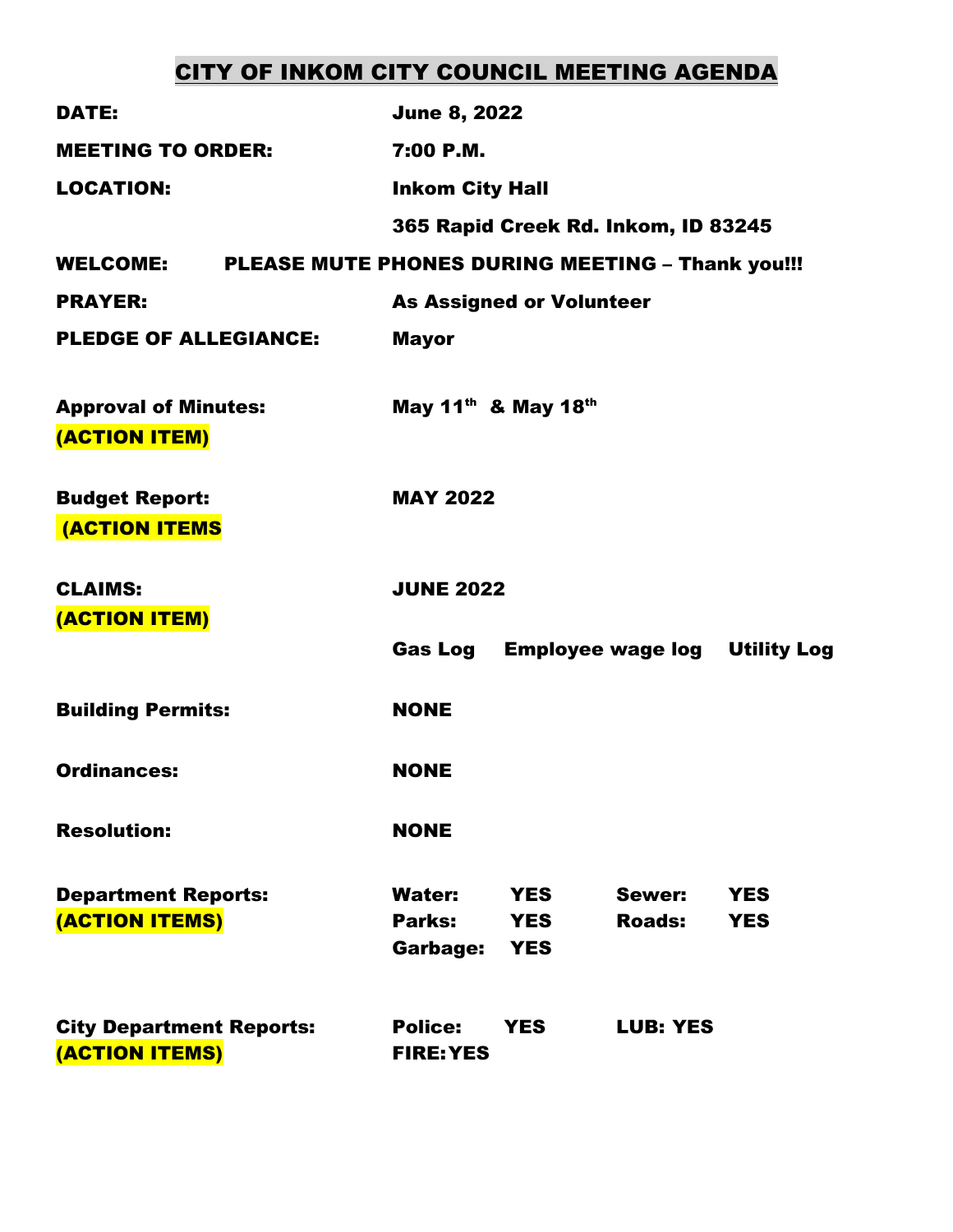# CITY OF INKOM CITY COUNCIL MEETING AGENDA

**DATE:** June 8, 2022

**MEETING TO ORDER:** 7:00 P.M.

**LOCATION:** Inkom City Hall
365 Rapid Creek Rd. Inkom, ID 83245

**WELCOME:** PLEASE MUTE PHONES DURING MEETING – Thank you!!!

**PRAYER:** As Assigned or Volunteer

**PLEDGE OF ALLEGIANCE:** Mayor

**Approval of Minutes:** May 11th & May 18th
**(ACTION ITEM)**

**Budget Report:** MAY 2022
**(ACTION ITEMS**

**CLAIMS:** JUNE 2022
**(ACTION ITEM)**
Gas Log Employee wage log Utility Log

**Building Permits:** NONE

**Ordinances:** NONE

**Resolution:** NONE

**Department Reports:** Water: YES Sewer: YES
**(ACTION ITEMS)** Parks: YES Roads: YES
Garbage: YES

**City Department Reports:** Police: YES LUB: YES
**(ACTION ITEMS)** FIRE: YES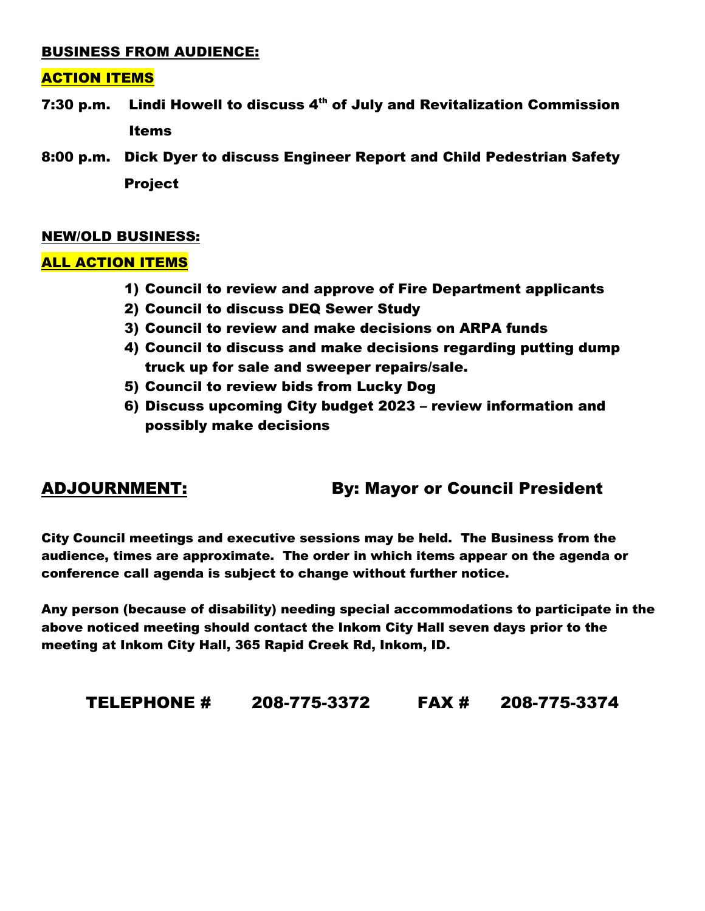**BUSINESS FROM AUDIENCE:**

**ACTION ITEMS**

**7:30 p.m.** **Lindi Howell to discuss 4th of July and Revitalization Commission Items**

**8:00 p.m.** **Dick Dyer to discuss Engineer Report and Child Pedestrian Safety Project**

**NEW/OLD BUSINESS:**

**ALL ACTION ITEMS**

1) **Council to review and approve of Fire Department applicants**
2) **Council to discuss DEQ Sewer Study**
3) **Council to review and make decisions on ARPA funds**
4) **Council to discuss and make decisions regarding putting dump truck up for sale and sweeper repairs/sale.**
5) **Council to review bids from Lucky Dog**
6) **Discuss upcoming City budget 2023 – review information and possibly make decisions**

**ADJOURNMENT:** **By: Mayor or Council President**

**City Council meetings and executive sessions may be held. The Business from the audience, times are approximate. The order in which items appear on the agenda or conference call agenda is subject to change without further notice.**

**Any person (because of disability) needing special accommodations to participate in the above noticed meeting should contact the Inkom City Hall seven days prior to the meeting at Inkom City Hall, 365 Rapid Creek Rd, Inkom, ID.**

**TELEPHONE # 208-775-3372 FAX # 208-775-3374**